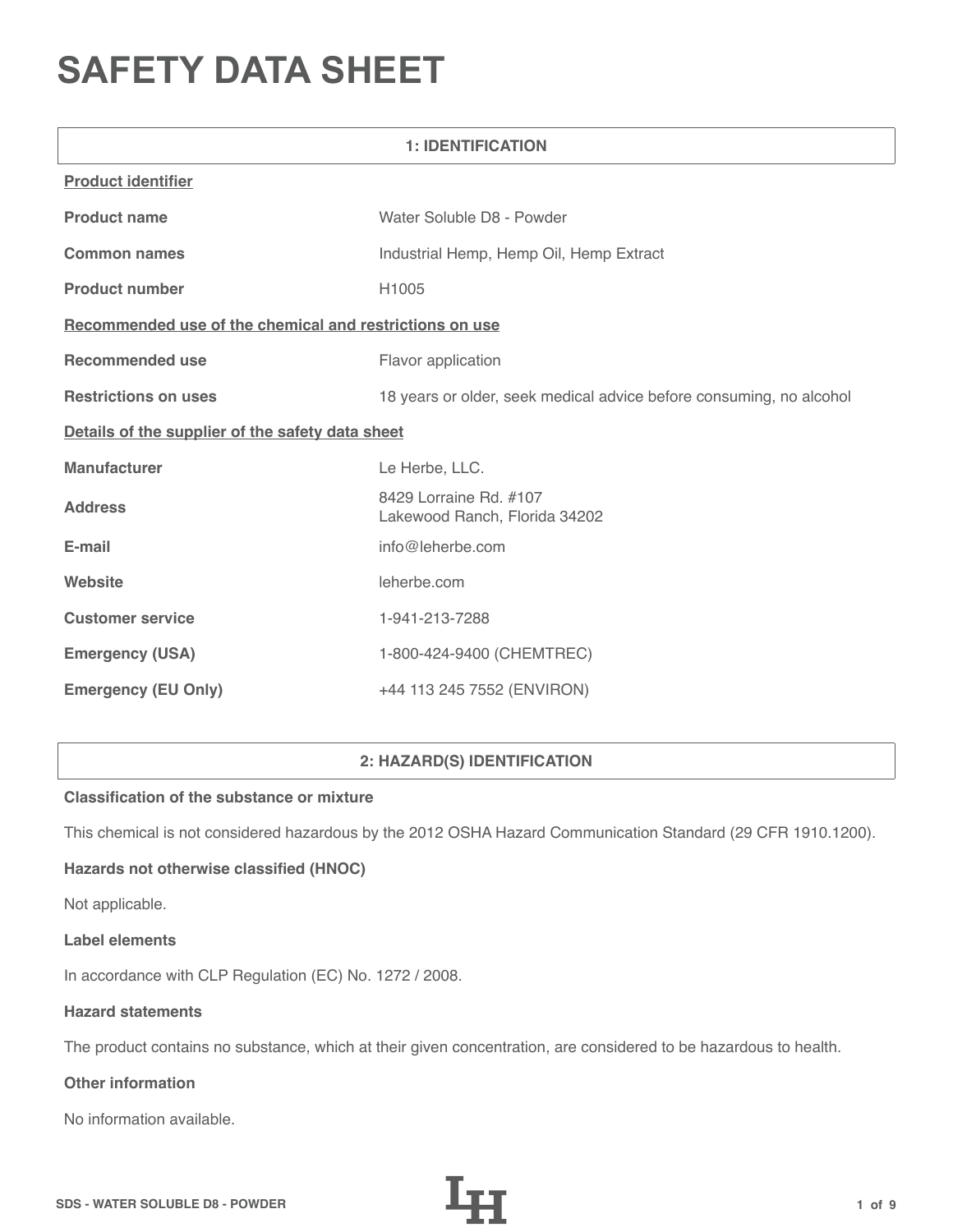# SAFETY DATA SHEET

## 1: IDENTIFICATION

**Product identifier**

| | |
|---|---|
| **Product name** | Water Soluble D8 - Powder |
| **Common names** | Industrial Hemp, Hemp Oil, Hemp Extract |
| **Product number** | H1005 |

**Recommended use of the chemical and restrictions on use**

| | |
|---|---|
| **Recommended use** | Flavor application |
| **Restrictions on uses** | 18 years or older, seek medical advice before consuming, no alcohol |

**Details of the supplier of the safety data sheet**

| | |
|---|---|
| **Manufacturer** | Le Herbe, LLC. |
| **Address** | 8429 Lorraine Rd. #107<br>Lakewood Ranch, Florida 34202 |
| **E-mail** | info@leherbe.com |
| **Website** | leherbe.com |
| **Customer service** | 1-941-213-7288 |
| **Emergency (USA)** | 1-800-424-9400 (CHEMTREC) |
| **Emergency (EU Only)** | +44 113 245 7552 (ENVIRON) |

## 2: HAZARD(S) IDENTIFICATION

**Classification of the substance or mixture**

This chemical is not considered hazardous by the 2012 OSHA Hazard Communication Standard (29 CFR 1910.1200).

**Hazards not otherwise classified (HNOC)**

Not applicable.

**Label elements**

In accordance with CLP Regulation (EC) No. 1272 / 2008.

**Hazard statements**

The product contains no substance, which at their given concentration, are considered to be hazardous to health.

**Other information**

No information available.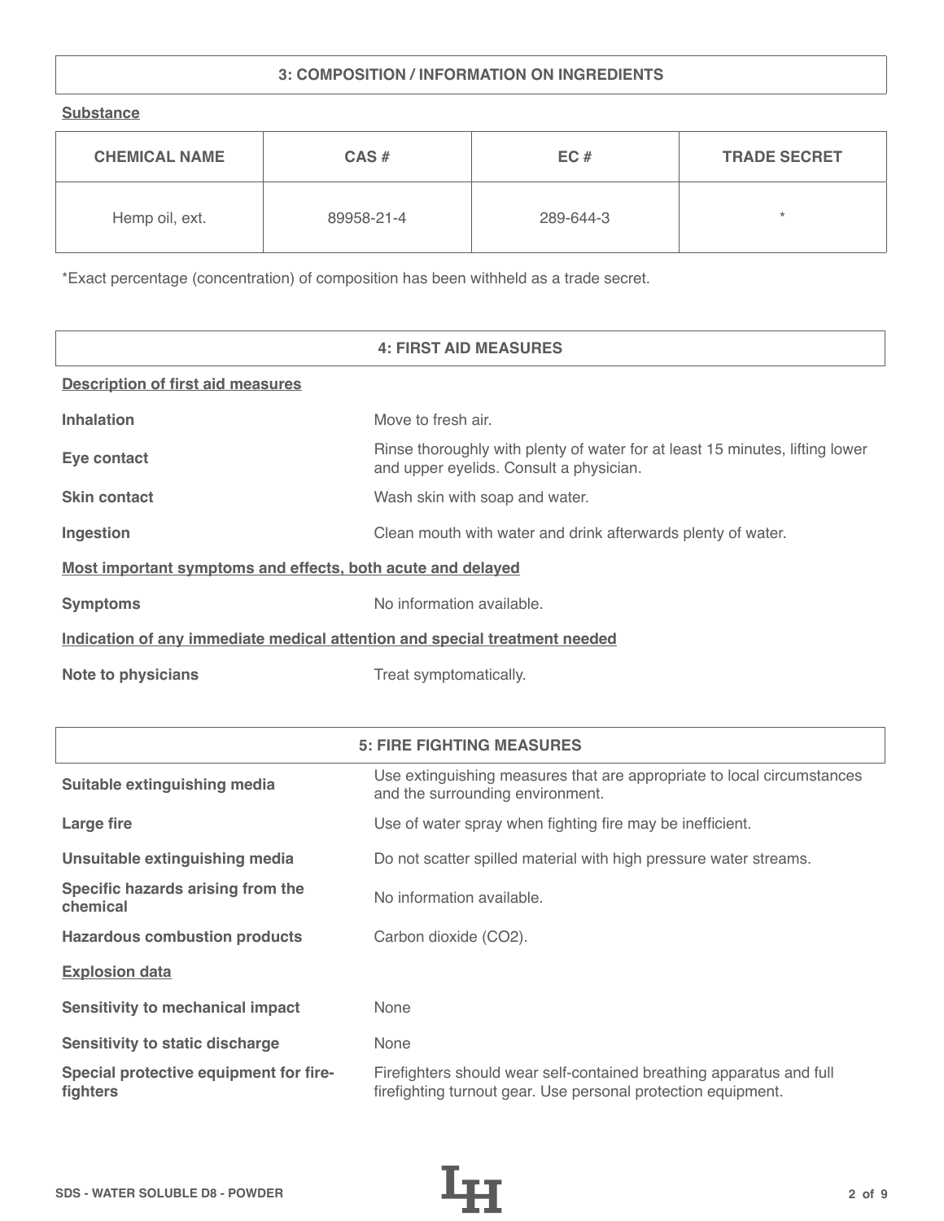## 3: COMPOSITION / INFORMATION ON INGREDIENTS

**Substance**

| CHEMICAL NAME | CAS # | EC # | TRADE SECRET |
|---|---|---|---|
| Hemp oil, ext. | 89958-21-4 | 289-644-3 | * |

*Exact percentage (concentration) of composition has been withheld as a trade secret.

## 4: FIRST AID MEASURES

**Description of first aid measures**

| | |
|---|---|
| **Inhalation** | Move to fresh air. |
| **Eye contact** | Rinse thoroughly with plenty of water for at least 15 minutes, lifting lower and upper eyelids. Consult a physician. |
| **Skin contact** | Wash skin with soap and water. |
| **Ingestion** | Clean mouth with water and drink afterwards plenty of water. |

**Most important symptoms and effects, both acute and delayed**

| | |
|---|---|
| **Symptoms** | No information available. |

**Indication of any immediate medical attention and special treatment needed**

| | |
|---|---|
| **Note to physicians** | Treat symptomatically. |

## 5: FIRE FIGHTING MEASURES

| | |
|---|---|
| **Suitable extinguishing media** | Use extinguishing measures that are appropriate to local circumstances and the surrounding environment. |
| **Large fire** | Use of water spray when fighting fire may be inefficient. |
| **Unsuitable extinguishing media** | Do not scatter spilled material with high pressure water streams. |
| **Specific hazards arising from the chemical** | No information available. |
| **Hazardous combustion products** | Carbon dioxide ($CO_2$). |

**Explosion data**

| | |
|---|---|
| **Sensitivity to mechanical impact** | None |
| **Sensitivity to static discharge** | None |
| **Special protective equipment for fire-fighters** | Firefighters should wear self-contained breathing apparatus and full firefighting turnout gear. Use personal protection equipment. |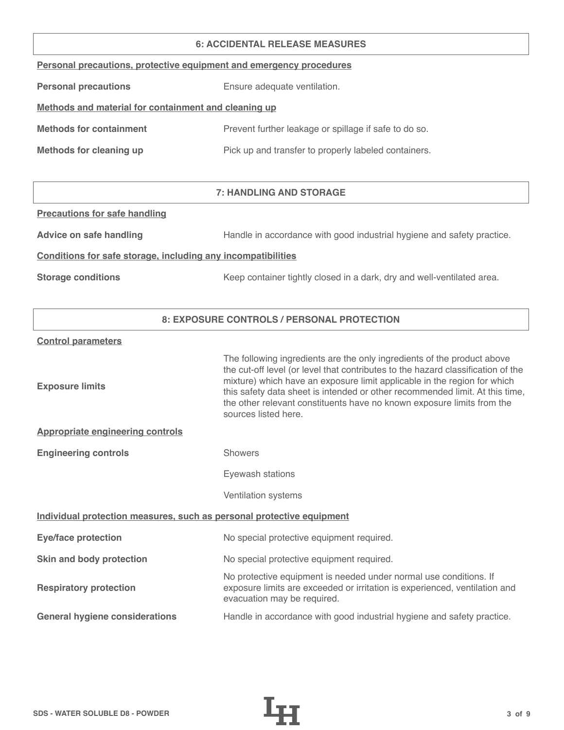## 6: ACCIDENTAL RELEASE MEASURES

**Personal precautions, protective equipment and emergency procedures**

| | |
|---|---|
| **Personal precautions** | Ensure adequate ventilation. |

**Methods and material for containment and cleaning up**

| | |
|---|---|
| **Methods for containment** | Prevent further leakage or spillage if safe to do so. |
| **Methods for cleaning up** | Pick up and transfer to properly labeled containers. |

## 7: HANDLING AND STORAGE

**Precautions for safe handling**

| | |
|---|---|
| **Advice on safe handling** | Handle in accordance with good industrial hygiene and safety practice. |

**Conditions for safe storage, including any incompatibilities**

| | |
|---|---|
| **Storage conditions** | Keep container tightly closed in a dark, dry and well-ventilated area. |

## 8: EXPOSURE CONTROLS / PERSONAL PROTECTION

**Control parameters**

| | |
|---|---|
| **Exposure limits** | The following ingredients are the only ingredients of the product above the cut-off level (or level that contributes to the hazard classification of the mixture) which have an exposure limit applicable in the region for which this safety data sheet is intended or other recommended limit. At this time, the other relevant constituents have no known exposure limits from the sources listed here. |

**Appropriate engineering controls**

| | |
|---|---|
| **Engineering controls** | Showers |
| | Eyewash stations |
| | Ventilation systems |

**Individual protection measures, such as personal protective equipment**

| | |
|---|---|
| **Eye/face protection** | No special protective equipment required. |
| **Skin and body protection** | No special protective equipment required. |
| **Respiratory protection** | No protective equipment is needed under normal use conditions. If exposure limits are exceeded or irritation is experienced, ventilation and evacuation may be required. |
| **General hygiene considerations** | Handle in accordance with good industrial hygiene and safety practice. |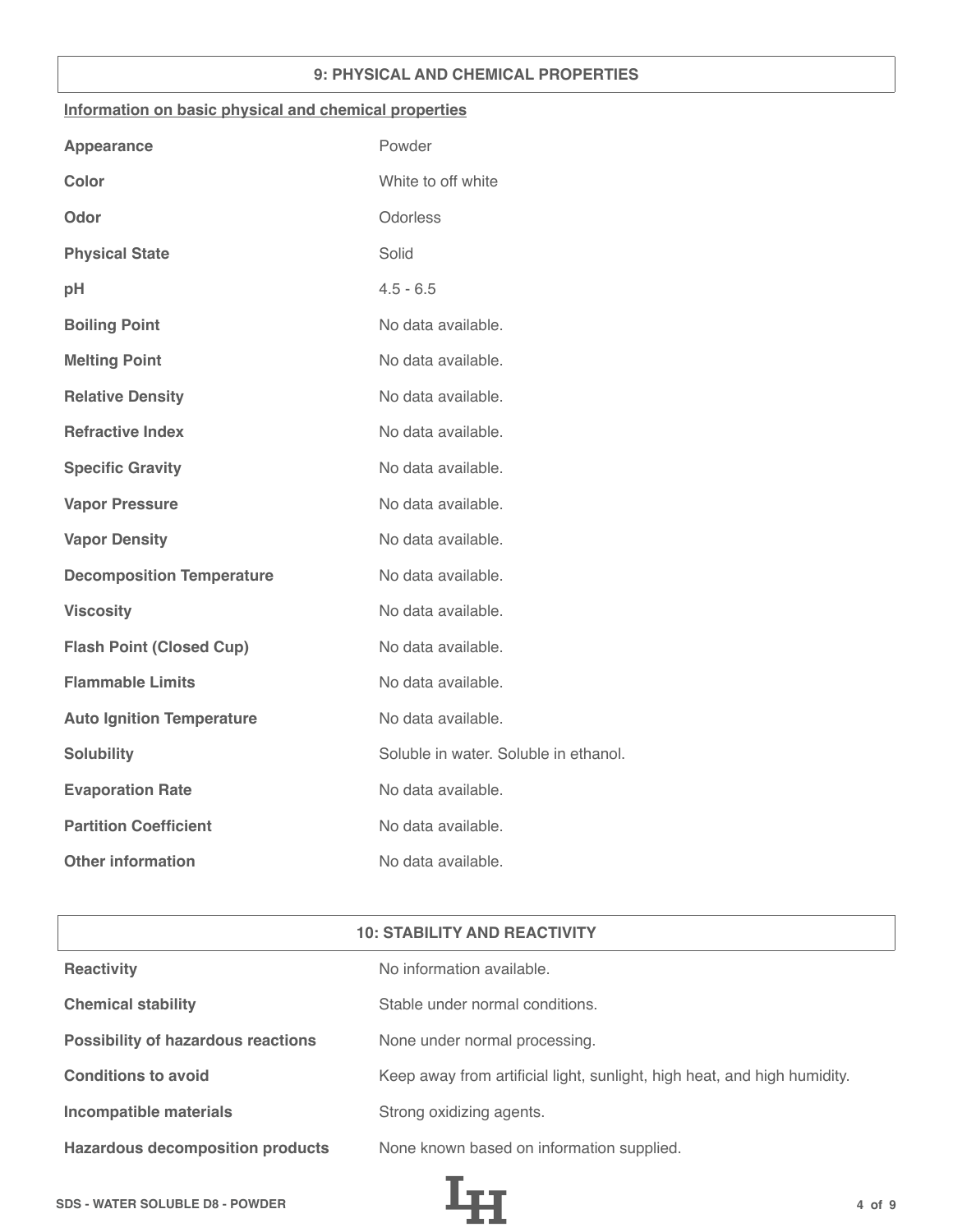## 9: PHYSICAL AND CHEMICAL PROPERTIES

### Information on basic physical and chemical properties

| | |
|---|---|
| **Appearance** | Powder |
| **Color** | White to off white |
| **Odor** | Odorless |
| **Physical State** | Solid |
| **pH** | 4.5 - 6.5 |
| **Boiling Point** | No data available. |
| **Melting Point** | No data available. |
| **Relative Density** | No data available. |
| **Refractive Index** | No data available. |
| **Specific Gravity** | No data available. |
| **Vapor Pressure** | No data available. |
| **Vapor Density** | No data available. |
| **Decomposition Temperature** | No data available. |
| **Viscosity** | No data available. |
| **Flash Point (Closed Cup)** | No data available. |
| **Flammable Limits** | No data available. |
| **Auto Ignition Temperature** | No data available. |
| **Solubility** | Soluble in water. Soluble in ethanol. |
| **Evaporation Rate** | No data available. |
| **Partition Coefficient** | No data available. |
| **Other information** | No data available. |

## 10: STABILITY AND REACTIVITY

| | |
|---|---|
| **Reactivity** | No information available. |
| **Chemical stability** | Stable under normal conditions. |
| **Possibility of hazardous reactions** | None under normal processing. |
| **Conditions to avoid** | Keep away from artificial light, sunlight, high heat, and high humidity. |
| **Incompatible materials** | Strong oxidizing agents. |
| **Hazardous decomposition products** | None known based on information supplied. |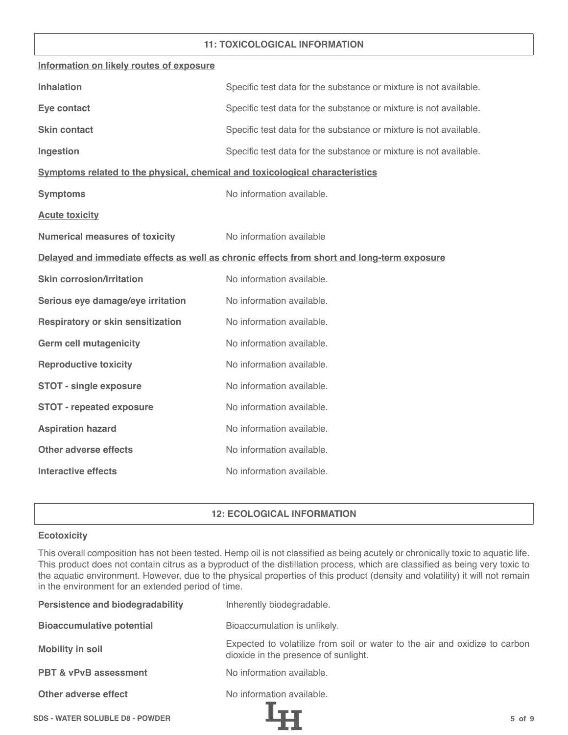## 11: TOXICOLOGICAL INFORMATION

**Information on likely routes of exposure**

| | |
|---|---|
| **Inhalation** | Specific test data for the substance or mixture is not available. |
| **Eye contact** | Specific test data for the substance or mixture is not available. |
| **Skin contact** | Specific test data for the substance or mixture is not available. |
| **Ingestion** | Specific test data for the substance or mixture is not available. |

**Symptoms related to the physical, chemical and toxicological characteristics**

| | |
|---|---|
| **Symptoms** | No information available. |

**Acute toxicity**

| | |
|---|---|
| **Numerical measures of toxicity** | No information available |

**Delayed and immediate effects as well as chronic effects from short and long-term exposure**

| | |
|---|---|
| **Skin corrosion/irritation** | No information available. |
| **Serious eye damage/eye irritation** | No information available. |
| **Respiratory or skin sensitization** | No information available. |
| **Germ cell mutagenicity** | No information available. |
| **Reproductive toxicity** | No information available. |
| **STOT - single exposure** | No information available. |
| **STOT - repeated exposure** | No information available. |
| **Aspiration hazard** | No information available. |
| **Other adverse effects** | No information available. |
| **Interactive effects** | No information available. |

## 12: ECOLOGICAL INFORMATION

**Ecotoxicity**

This overall composition has not been tested. Hemp oil is not classified as being acutely or chronically toxic to aquatic life. This product does not contain citrus as a byproduct of the distillation process, which are classified as being very toxic to the aquatic environment. However, due to the physical properties of this product (density and volatility) it will not remain in the environment for an extended period of time.

| | |
|---|---|
| **Persistence and biodegradability** | Inherently biodegradable. |
| **Bioaccumulative potential** | Bioaccumulation is unlikely. |
| **Mobility in soil** | Expected to volatilize from soil or water to the air and oxidize to carbon dioxide in the presence of sunlight. |
| **PBT & vPvB assessment** | No information available. |
| **Other adverse effect** | No information available. |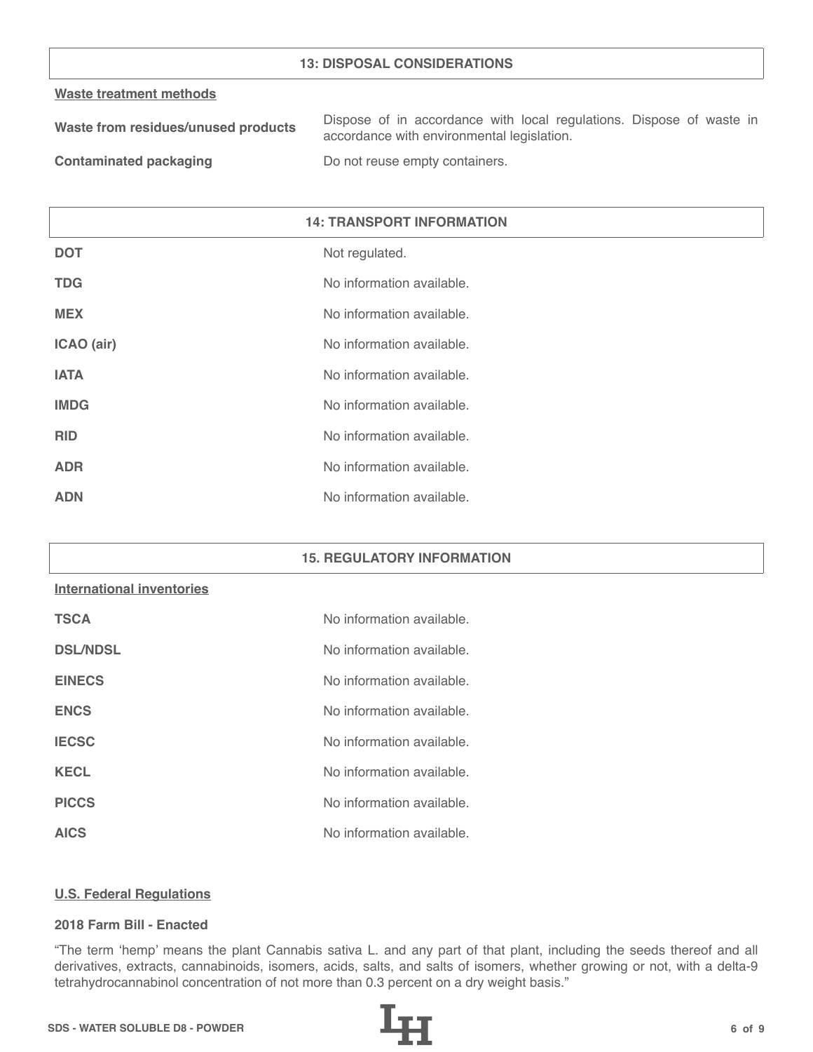## 13: DISPOSAL CONSIDERATIONS

**Waste treatment methods**

| | |
|---|---|
| **Waste from residues/unused products** | Dispose of in accordance with local regulations. Dispose of waste in accordance with environmental legislation. |
| **Contaminated packaging** | Do not reuse empty containers. |

## 14: TRANSPORT INFORMATION

| | |
|---|---|
| **DOT** | Not regulated. |
| **TDG** | No information available. |
| **MEX** | No information available. |
| **ICAO (air)** | No information available. |
| **IATA** | No information available. |
| **IMDG** | No information available. |
| **RID** | No information available. |
| **ADR** | No information available. |
| **ADN** | No information available. |

## 15. REGULATORY INFORMATION

**International inventories**

| | |
|---|---|
| **TSCA** | No information available. |
| **DSL/NDSL** | No information available. |
| **EINECS** | No information available. |
| **ENCS** | No information available. |
| **IECSC** | No information available. |
| **KECL** | No information available. |
| **PICCS** | No information available. |
| **AICS** | No information available. |

**U.S. Federal Regulations**

**2018 Farm Bill - Enacted**

"The term 'hemp' means the plant Cannabis sativa L. and any part of that plant, including the seeds thereof and all derivatives, extracts, cannabinoids, isomers, acids, salts, and salts of isomers, whether growing or not, with a delta-9 tetrahydrocannabinol concentration of not more than 0.3 percent on a dry weight basis."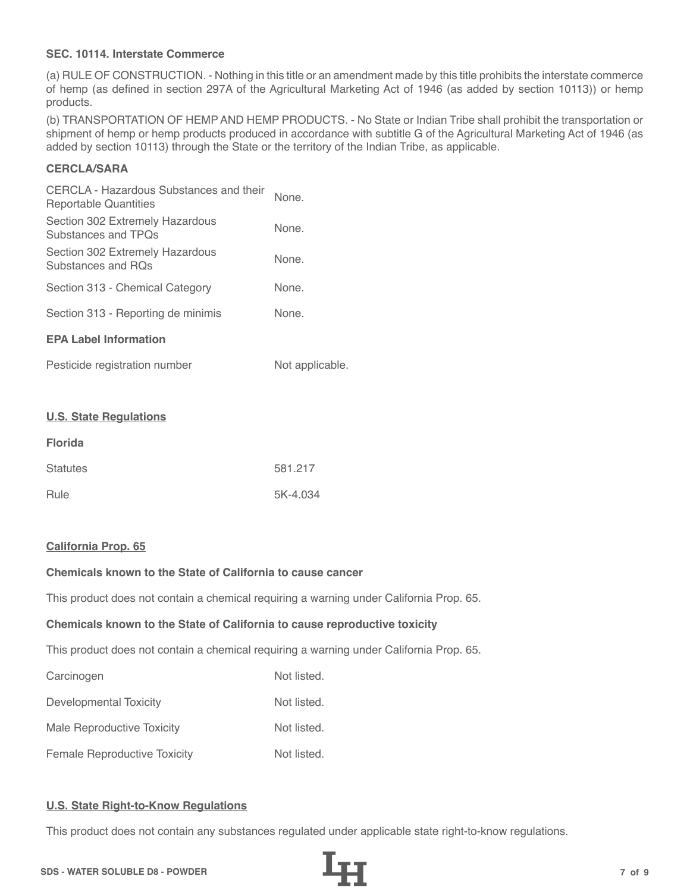**SEC. 10114. Interstate Commerce**

(a) RULE OF CONSTRUCTION. - Nothing in this title or an amendment made by this title prohibits the interstate commerce of hemp (as defined in section 297A of the Agricultural Marketing Act of 1946 (as added by section 10113)) or hemp products.

(b) TRANSPORTATION OF HEMP AND HEMP PRODUCTS. - No State or Indian Tribe shall prohibit the transportation or shipment of hemp or hemp products produced in accordance with subtitle G of the Agricultural Marketing Act of 1946 (as added by section 10113) through the State or the territory of the Indian Tribe, as applicable.

**CERCLA/SARA**

| | |
|---|---|
| CERCLA - Hazardous Substances and their Reportable Quantities | None. |
| Section 302 Extremely Hazardous Substances and TPQs | None. |
| Section 302 Extremely Hazardous Substances and RQs | None. |
| Section 313 - Chemical Category | None. |
| Section 313 - Reporting de minimis | None. |

**EPA Label Information**

| | |
|---|---|
| Pesticide registration number | Not applicable. |

## U.S. State Regulations

**Florida**

| | |
|---|---|
| Statutes | 581.217 |
| Rule | 5K-4.034 |

## California Prop. 65

**Chemicals known to the State of California to cause cancer**

This product does not contain a chemical requiring a warning under California Prop. 65.

**Chemicals known to the State of California to cause reproductive toxicity**

This product does not contain a chemical requiring a warning under California Prop. 65.

| | |
|---|---|
| Carcinogen | Not listed. |
| Developmental Toxicity | Not listed. |
| Male Reproductive Toxicity | Not listed. |
| Female Reproductive Toxicity | Not listed. |

## U.S. State Right-to-Know Regulations

This product does not contain any substances regulated under applicable state right-to-know regulations.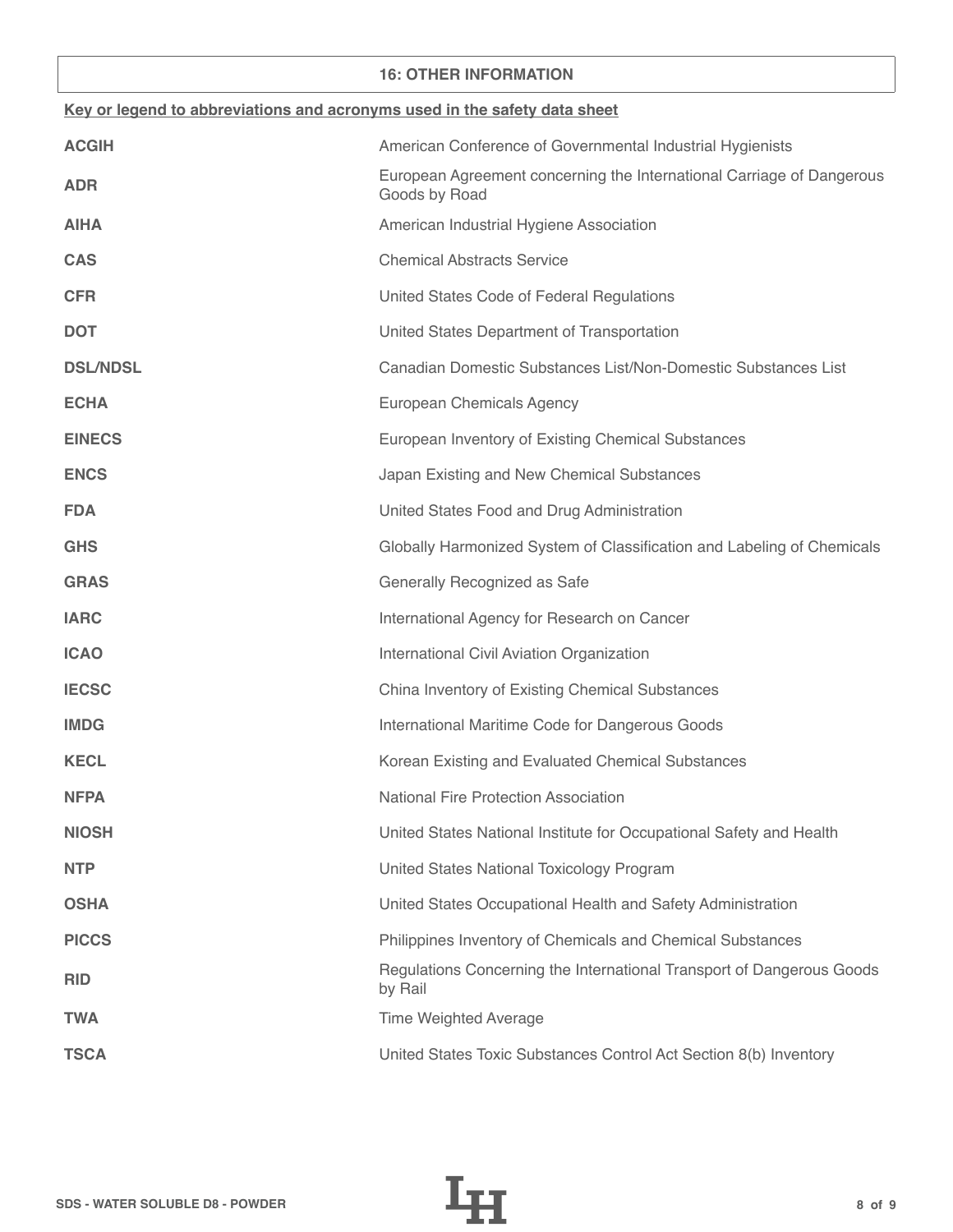## 16: OTHER INFORMATION

**Key or legend to abbreviations and acronyms used in the safety data sheet**

| | |
|---|---|
| **ACGIH** | American Conference of Governmental Industrial Hygienists |
| **ADR** | European Agreement concerning the International Carriage of Dangerous Goods by Road |
| **AIHA** | American Industrial Hygiene Association |
| **CAS** | Chemical Abstracts Service |
| **CFR** | United States Code of Federal Regulations |
| **DOT** | United States Department of Transportation |
| **DSL/NDSL** | Canadian Domestic Substances List/Non-Domestic Substances List |
| **ECHA** | European Chemicals Agency |
| **EINECS** | European Inventory of Existing Chemical Substances |
| **ENCS** | Japan Existing and New Chemical Substances |
| **FDA** | United States Food and Drug Administration |
| **GHS** | Globally Harmonized System of Classification and Labeling of Chemicals |
| **GRAS** | Generally Recognized as Safe |
| **IARC** | International Agency for Research on Cancer |
| **ICAO** | International Civil Aviation Organization |
| **IECSC** | China Inventory of Existing Chemical Substances |
| **IMDG** | International Maritime Code for Dangerous Goods |
| **KECL** | Korean Existing and Evaluated Chemical Substances |
| **NFPA** | National Fire Protection Association |
| **NIOSH** | United States National Institute for Occupational Safety and Health |
| **NTP** | United States National Toxicology Program |
| **OSHA** | United States Occupational Health and Safety Administration |
| **PICCS** | Philippines Inventory of Chemicals and Chemical Substances |
| **RID** | Regulations Concerning the International Transport of Dangerous Goods by Rail |
| **TWA** | Time Weighted Average |
| **TSCA** | United States Toxic Substances Control Act Section 8(b) Inventory |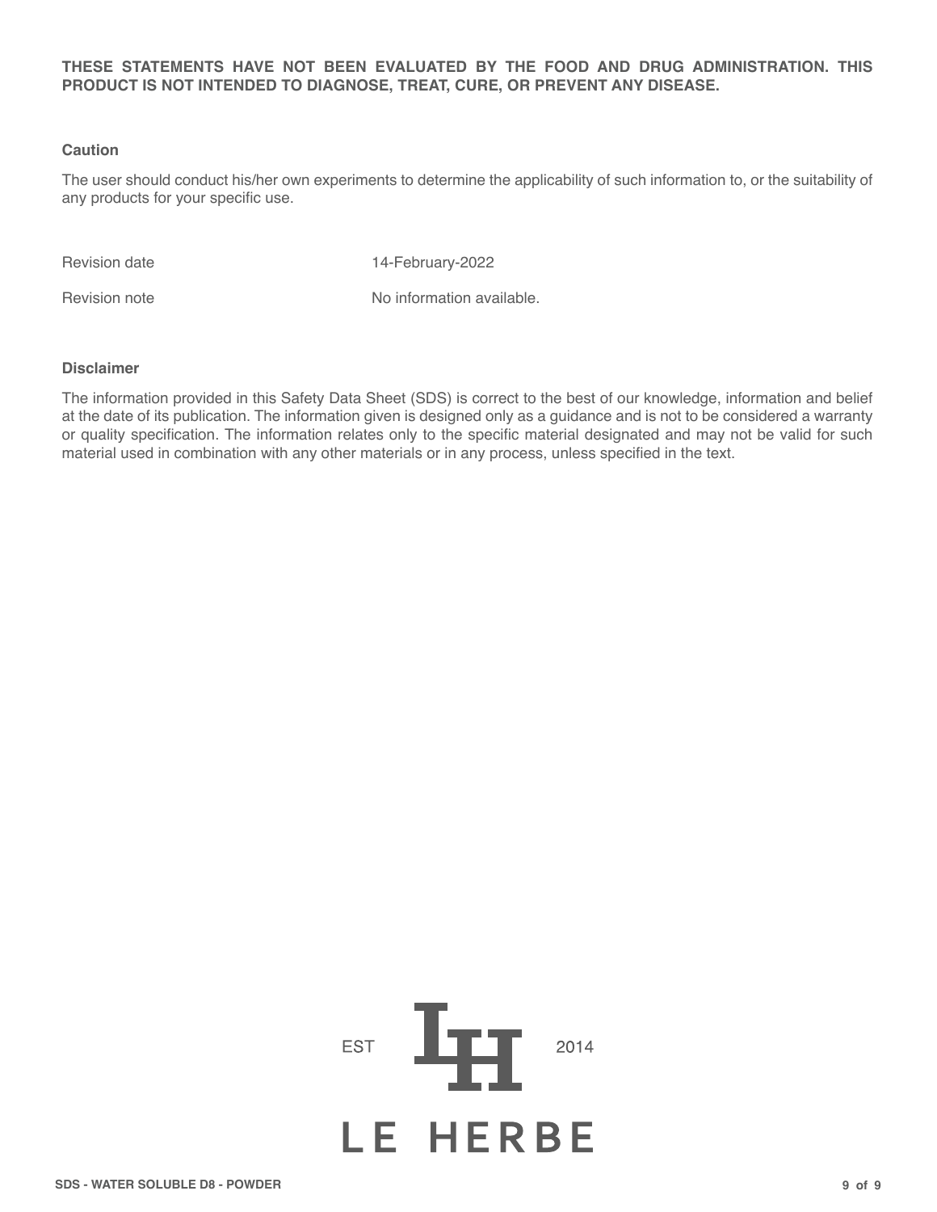**THESE STATEMENTS HAVE NOT BEEN EVALUATED BY THE FOOD AND DRUG ADMINISTRATION. THIS PRODUCT IS NOT INTENDED TO DIAGNOSE, TREAT, CURE, OR PREVENT ANY DISEASE.**

**Caution**

The user should conduct his/her own experiments to determine the applicability of such information to, or the suitability of any products for your specific use.

| | |
|---|---|
| Revision date | 14-February-2022 |
| Revision note | No information available. |

**Disclaimer**

The information provided in this Safety Data Sheet (SDS) is correct to the best of our knowledge, information and belief at the date of its publication. The information given is designed only as a guidance and is not to be considered a warranty or quality specification. The information relates only to the specific material designated and may not be valid for such material used in combination with any other materials or in any process, unless specified in the text.

EST 2014

LE HERBE